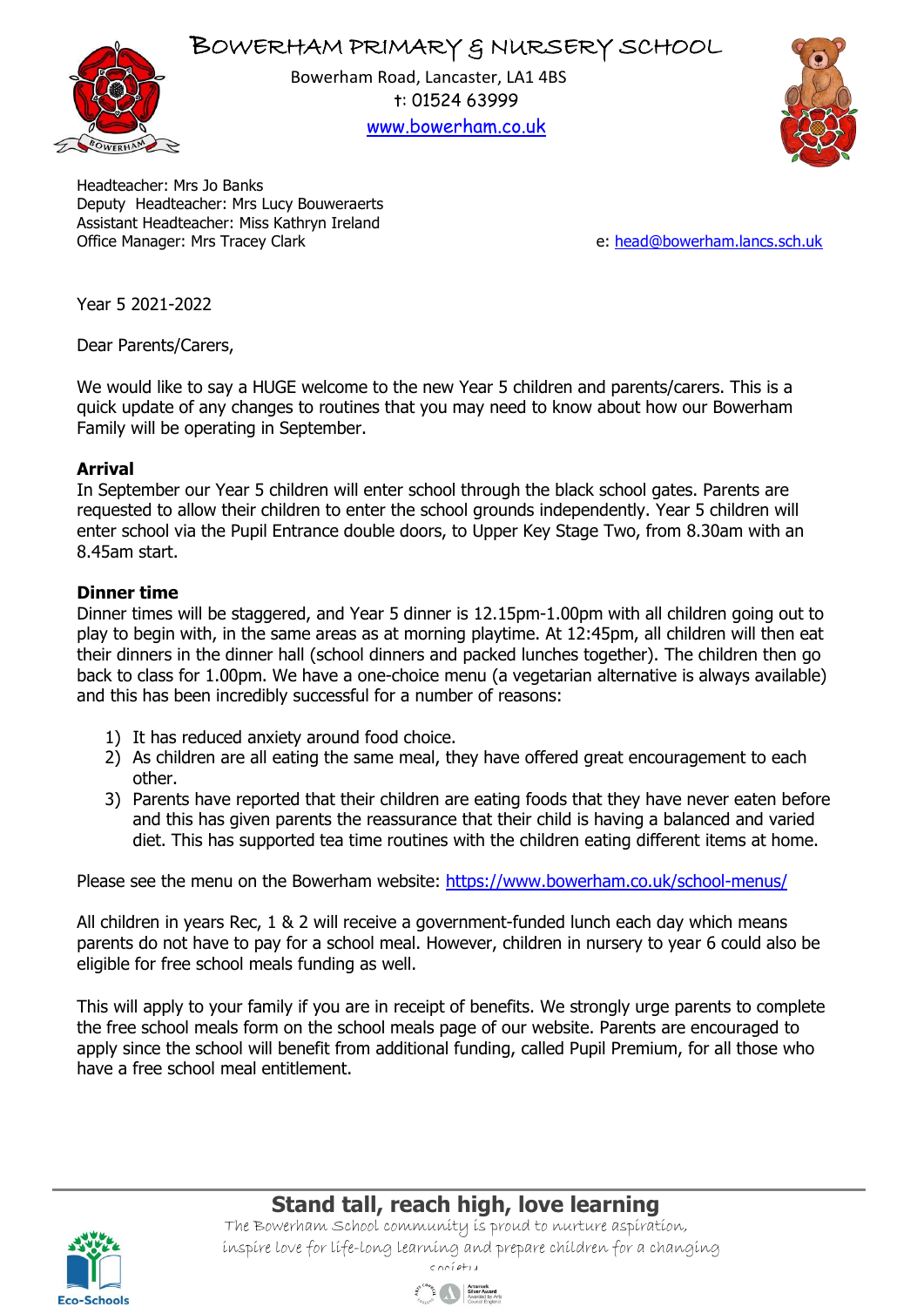# BOWERHAM PRIMARY & NURSERY SCHOOL

Bowerham Road, Lancaster, LA1 4BS
t: 01524 63999
www.bowerham.co.uk

Headteacher: Mrs Jo Banks
Deputy Headteacher: Mrs Lucy Bouweraerts
Assistant Headteacher: Miss Kathryn Ireland
Office Manager: Mrs Tracey Clark

e: head@bowerham.lancs.sch.uk

Year 5 2021-2022

Dear Parents/Carers,

We would like to say a HUGE welcome to the new Year 5 children and parents/carers. This is a quick update of any changes to routines that you may need to know about how our Bowerham Family will be operating in September.

**Arrival**

In September our Year 5 children will enter school through the black school gates. Parents are requested to allow their children to enter the school grounds independently. Year 5 children will enter school via the Pupil Entrance double doors, to Upper Key Stage Two, from 8.30am with an 8.45am start.

**Dinner time**

Dinner times will be staggered, and Year 5 dinner is 12.15pm-1.00pm with all children going out to play to begin with, in the same areas as at morning playtime. At 12:45pm, all children will then eat their dinners in the dinner hall (school dinners and packed lunches together). The children then go back to class for 1.00pm. We have a one-choice menu (a vegetarian alternative is always available) and this has been incredibly successful for a number of reasons:

1) It has reduced anxiety around food choice.
2) As children are all eating the same meal, they have offered great encouragement to each other.
3) Parents have reported that their children are eating foods that they have never eaten before and this has given parents the reassurance that their child is having a balanced and varied diet. This has supported tea time routines with the children eating different items at home.

Please see the menu on the Bowerham website: https://www.bowerham.co.uk/school-menus/

All children in years Rec, 1 & 2 will receive a government-funded lunch each day which means parents do not have to pay for a school meal. However, children in nursery to year 6 could also be eligible for free school meals funding as well.

This will apply to your family if you are in receipt of benefits. We strongly urge parents to complete the free school meals form on the school meals page of our website. Parents are encouraged to apply since the school will benefit from additional funding, called Pupil Premium, for all those who have a free school meal entitlement.

**Stand tall, reach high, love learning**

*The Bowerham School community is proud to nurture aspiration, inspire love for life-long learning and prepare children for a changing society*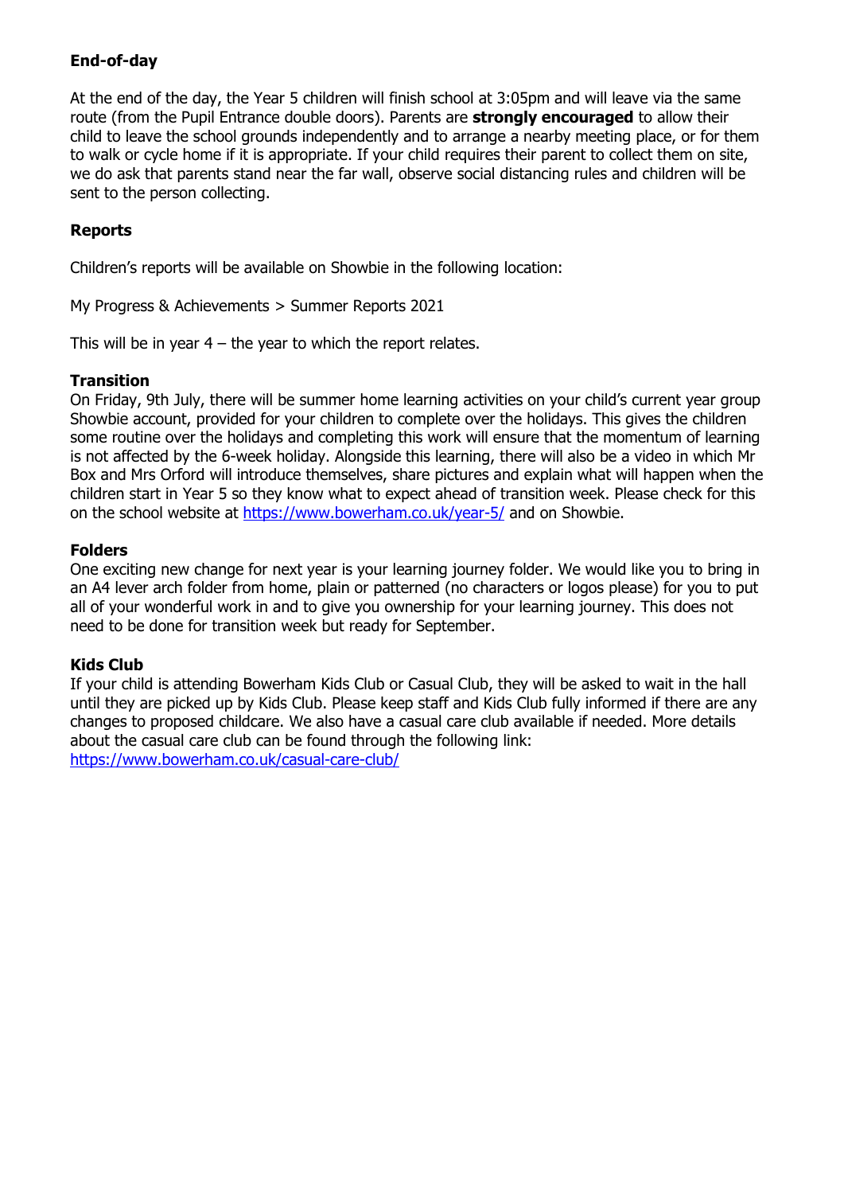### End-of-day

At the end of the day, the Year 5 children will finish school at 3:05pm and will leave via the same route (from the Pupil Entrance double doors). Parents are **strongly encouraged** to allow their child to leave the school grounds independently and to arrange a nearby meeting place, or for them to walk or cycle home if it is appropriate. If your child requires their parent to collect them on site, we do ask that parents stand near the far wall, observe social distancing rules and children will be sent to the person collecting.

### Reports

Children's reports will be available on Showbie in the following location:

My Progress & Achievements > Summer Reports 2021

This will be in year 4 – the year to which the report relates.

### Transition

On Friday, 9th July, there will be summer home learning activities on your child's current year group Showbie account, provided for your children to complete over the holidays. This gives the children some routine over the holidays and completing this work will ensure that the momentum of learning is not affected by the 6-week holiday. Alongside this learning, there will also be a video in which Mr Box and Mrs Orford will introduce themselves, share pictures and explain what will happen when the children start in Year 5 so they know what to expect ahead of transition week. Please check for this on the school website at [https://www.bowerham.co.uk/year-5/](https://www.bowerham.co.uk/year-5/) and on Showbie.

### Folders

One exciting new change for next year is your learning journey folder. We would like you to bring in an A4 lever arch folder from home, plain or patterned (no characters or logos please) for you to put all of your wonderful work in and to give you ownership for your learning journey. This does not need to be done for transition week but ready for September.

### Kids Club

If your child is attending Bowerham Kids Club or Casual Club, they will be asked to wait in the hall until they are picked up by Kids Club. Please keep staff and Kids Club fully informed if there are any changes to proposed childcare. We also have a casual care club available if needed. More details about the casual care club can be found through the following link:
[https://www.bowerham.co.uk/casual-care-club/](https://www.bowerham.co.uk/casual-care-club/)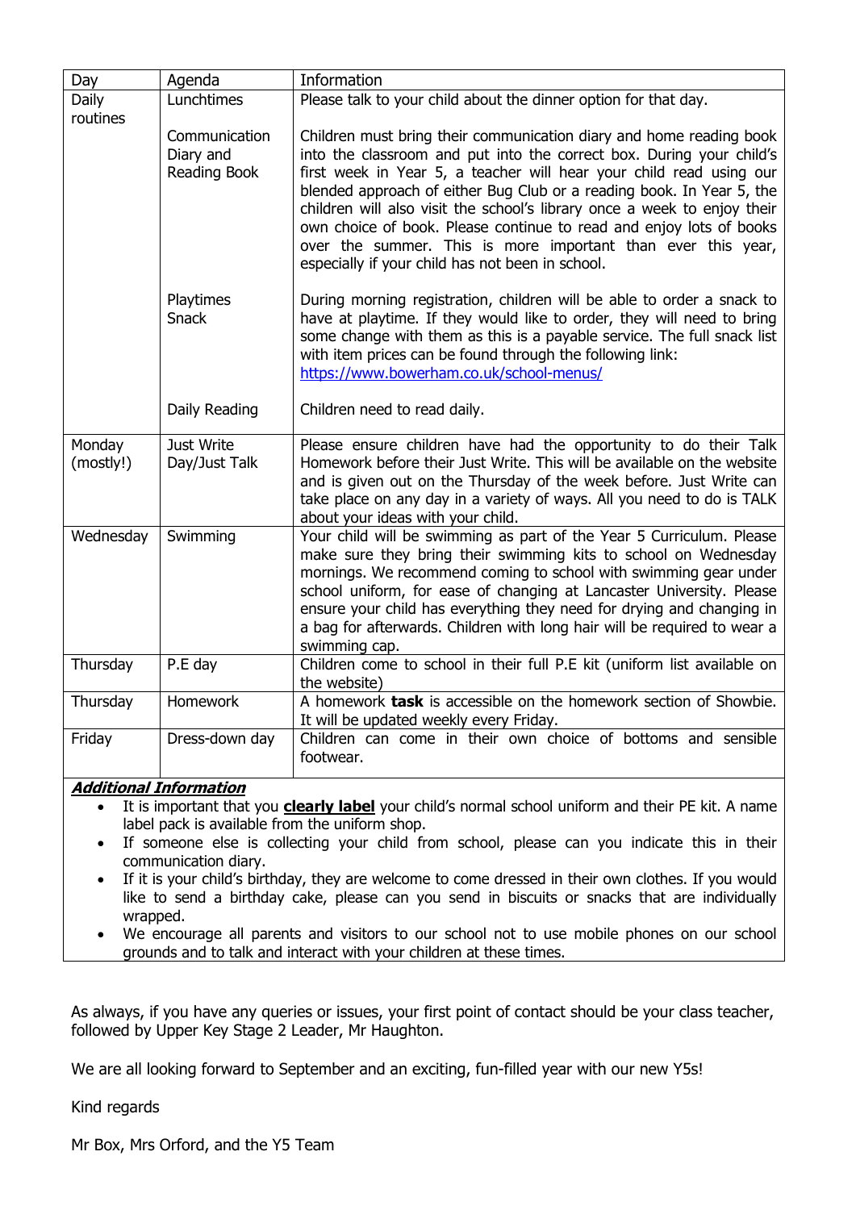| Day | Agenda | Information |
|---|---|---|
| Daily routines | Lunchtimes | Please talk to your child about the dinner option for that day. |
| | Communication Diary and Reading Book | Children must bring their communication diary and home reading book into the classroom and put into the correct box. During your child's first week in Year 5, a teacher will hear your child read using our blended approach of either Bug Club or a reading book. In Year 5, the children will also visit the school's library once a week to enjoy their own choice of book. Please continue to read and enjoy lots of books over the summer. This is more important than ever this year, especially if your child has not been in school. |
| | Playtimes Snack | During morning registration, children will be able to order a snack to have at playtime. If they would like to order, they will need to bring some change with them as this is a payable service. The full snack list with item prices can be found through the following link: https://www.bowerham.co.uk/school-menus/ |
| | Daily Reading | Children need to read daily. |
| Monday (mostly!) | Just Write Day/Just Talk | Please ensure children have had the opportunity to do their Talk Homework before their Just Write. This will be available on the website and is given out on the Thursday of the week before. Just Write can take place on any day in a variety of ways. All you need to do is TALK about your ideas with your child. |
| Wednesday | Swimming | Your child will be swimming as part of the Year 5 Curriculum. Please make sure they bring their swimming kits to school on Wednesday mornings. We recommend coming to school with swimming gear under school uniform, for ease of changing at Lancaster University. Please ensure your child has everything they need for drying and changing in a bag for afterwards. Children with long hair will be required to wear a swimming cap. |
| Thursday | P.E day | Children come to school in their full P.E kit (uniform list available on the website) |
| Thursday | Homework | A homework **task** is accessible on the homework section of Showbie. It will be updated weekly every Friday. |
| Friday | Dress-down day | Children can come in their own choice of bottoms and sensible footwear. |

***Additional Information***

- It is important that you **clearly label** your child's normal school uniform and their PE kit. A name label pack is available from the uniform shop.
- If someone else is collecting your child from school, please can you indicate this in their communication diary.
- If it is your child's birthday, they are welcome to come dressed in their own clothes. If you would like to send a birthday cake, please can you send in biscuits or snacks that are individually wrapped.
- We encourage all parents and visitors to our school not to use mobile phones on our school grounds and to talk and interact with your children at these times.

As always, if you have any queries or issues, your first point of contact should be your class teacher, followed by Upper Key Stage 2 Leader, Mr Haughton.

We are all looking forward to September and an exciting, fun-filled year with our new Y5s!

Kind regards

Mr Box, Mrs Orford, and the Y5 Team